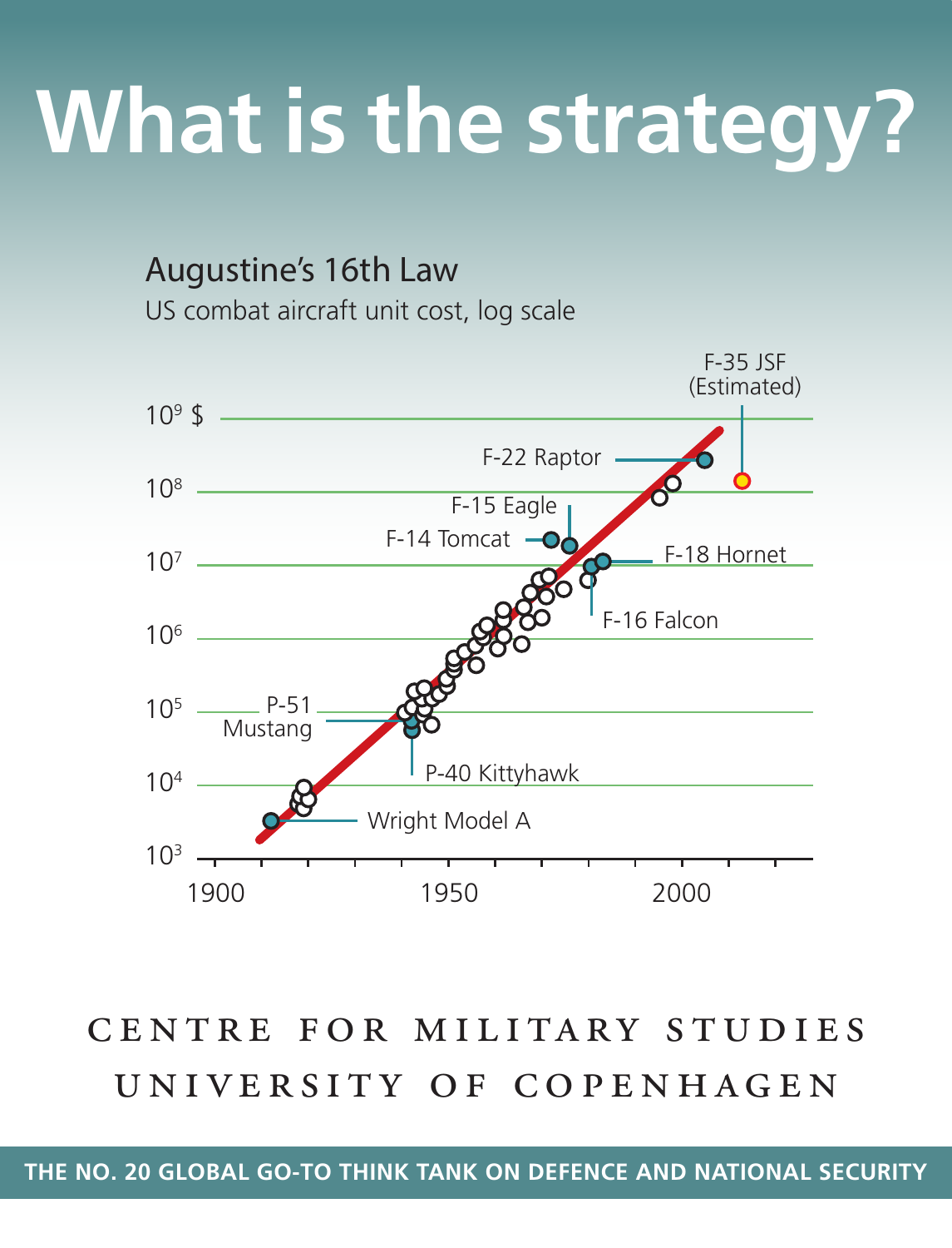# What is the strategy?

## Augustine's 16th Law

US combat aircraft unit cost, log scale

$10^9$ $

$10^8$

$10^7$

$10^6$

$10^5$

$10^4$

$10^3$

1900 1950 2000

F-35 JSF (Estimated)

F-22 Raptor

F-15 Eagle

F-14 Tomcat

F-18 Hornet

F-16 Falcon

P-51 Mustang

P-40 Kittyhawk

Wright Model A

CENTRE FOR MILITARY STUDIES
UNIVERSITY OF COPENHAGEN

**THE NO. 20 GLOBAL GO-TO THINK TANK ON DEFENCE AND NATIONAL SECURITY**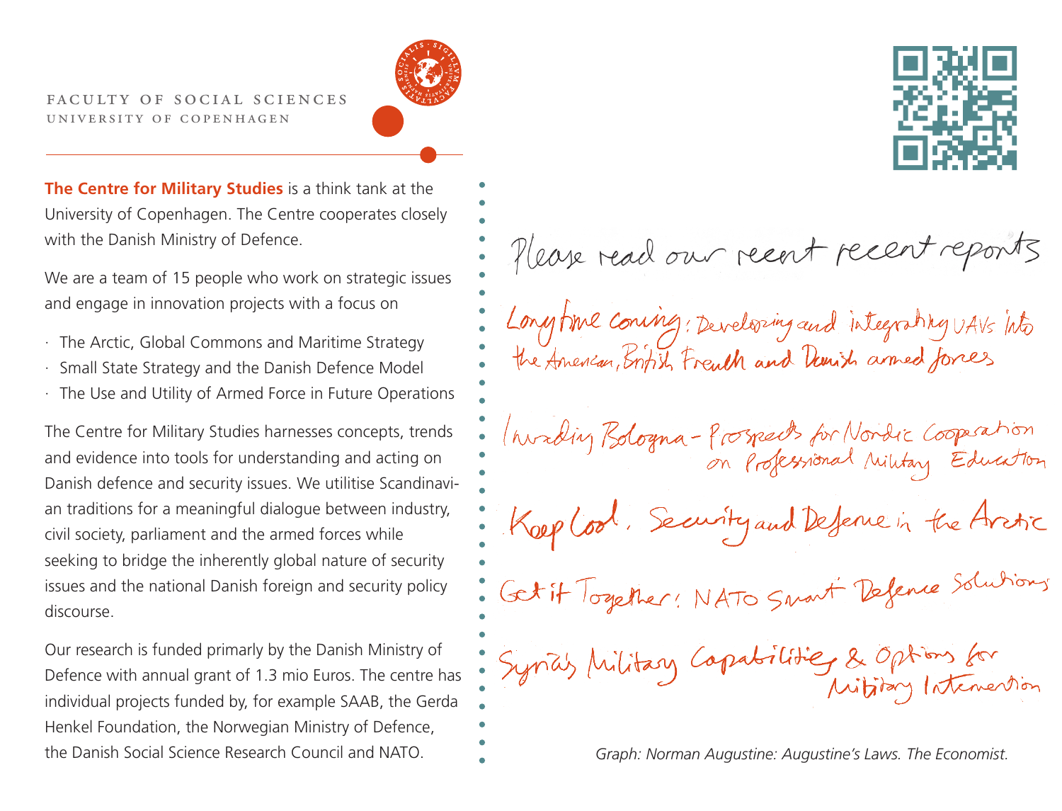FACULTY OF SOCIAL SCIENCES
UNIVERSITY OF COPENHAGEN

**The Centre for Military Studies** is a think tank at the University of Copenhagen. The Centre cooperates closely with the Danish Ministry of Defence.

We are a team of 15 people who work on strategic issues and engage in innovation projects with a focus on

- The Arctic, Global Commons and Maritime Strategy
- Small State Strategy and the Danish Defence Model
- The Use and Utility of Armed Force in Future Operations

The Centre for Military Studies harnesses concepts, trends and evidence into tools for understanding and acting on Danish defence and security issues. We utilise Scandinavian traditions for a meaningful dialogue between industry, civil society, parliament and the armed forces while seeking to bridge the inherently global nature of security issues and the national Danish foreign and security policy discourse.

Our research is funded primarily by the Danish Ministry of Defence with annual grant of 1.3 mio Euros. The centre has individual projects funded by, for example SAAB, the Gerda Henkel Foundation, the Norwegian Ministry of Defence, the Danish Social Science Research Council and NATO.

Please read our recent recent reports

Long time coming: Developing and integrating UAVs into the American, British, French and Danish armed forces

Invading Bologna - Prospects for Nordic Cooperation on Professional Military Education

Keep Cool. Security and Defence in the Arctic

Get it Together! NATO Smart Defence Solutions

Syria's Military Capabilities & Options for Military Intervention

*Graph: Norman Augustine: Augustine's Laws. The Economist.*